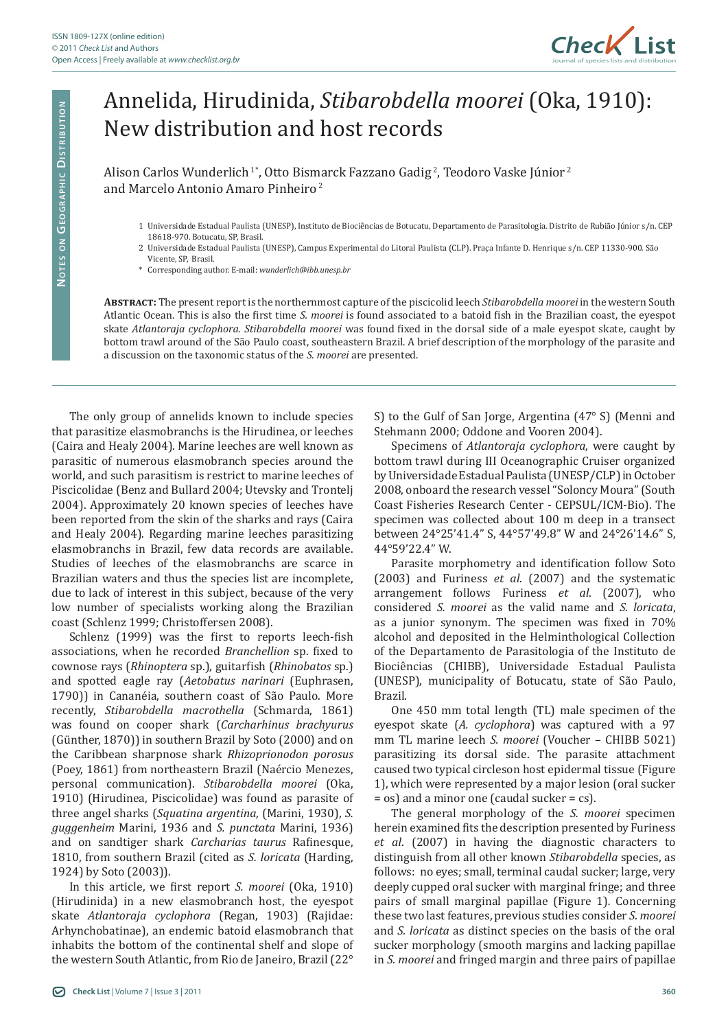# Annelida, Hirudinida, *Stibarobdella moorei* (Oka, 1910): New distribution and host records

Alison Carlos Wunderlich [1*], Otto Bismarck Fazzano Gadig [2], Teodoro Vaske Júnior [2] and Marcelo Antonio Amaro Pinheiro [2]

1 Universidade Estadual Paulista (UNESP), Instituto de Biociências de Botucatu, Departamento de Parasitologia. Distrito de Rubião Júnior s/n. CEP 18618-970. Botucatu, SP, Brasil.

2 Universidade Estadual Paulista (UNESP), Campus Experimental do Litoral Paulista (CLP). Praça Infante D. Henrique s/n. CEP 11330-900. São Vicente, SP, Brasil.

\* Corresponding author. E-mail: *wunderlich@ibb.unesp.br*

**Abstract:** The present report is the northernmost capture of the piscicolid leech *Stibarobdella moorei* in the western South Atlantic Ocean. This is also the first time *S. moorei* is found associated to a batoid fish in the Brazilian coast, the eyespot skate *Atlantoraja cyclophora*. *Stibarobdella moorei* was found fixed in the dorsal side of a male eyespot skate, caught by bottom trawl around of the São Paulo coast, southeastern Brazil. A brief description of the morphology of the parasite and a discussion on the taxonomic status of the *S. moorei* are presented.

The only group of annelids known to include species that parasitize elasmobranchs is the Hirudinea, or leeches (Caira and Healy 2004). Marine leeches are well known as parasitic of numerous elasmobranch species around the world, and such parasitism is restrict to marine leeches of Piscicolidae (Benz and Bullard 2004; Utevsky and Trontelj 2004). Approximately 20 known species of leeches have been reported from the skin of the sharks and rays (Caira and Healy 2004). Regarding marine leeches parasitizing elasmobranchs in Brazil, few data records are available. Studies of leeches of the elasmobranchs are scarce in Brazilian waters and thus the species list are incomplete, due to lack of interest in this subject, because of the very low number of specialists working along the Brazilian coast (Schlenz 1999; Christoffersen 2008).

Schlenz (1999) was the first to reports leech-fish associations, when he recorded *Branchellion* sp. fixed to cownose rays (*Rhinoptera* sp.), guitarfish (*Rhinobatos* sp.) and spotted eagle ray (*Aetobatus narinari* (Euphrasen, 1790)) in Cananéia, southern coast of São Paulo. More recently, *Stibarobdella macrothella* (Schmarda, 1861) was found on cooper shark (*Carcharhinus brachyurus* (Günther, 1870)) in southern Brazil by Soto (2000) and on the Caribbean sharpnose shark *Rhizoprionodon porosus* (Poey, 1861) from northeastern Brazil (Naércio Menezes, personal communication). *Stibarobdella moorei* (Oka, 1910) (Hirudinea, Piscicolidae) was found as parasite of three angel sharks (*Squatina argentina,* (Marini, 1930), *S. guggenheim* Marini, 1936 and *S. punctata* Marini, 1936) and on sandtiger shark *Carcharias taurus* Rafinesque, 1810, from southern Brazil (cited as *S. loricata* (Harding, 1924) by Soto (2003)).

In this article, we first report *S. moorei* (Oka, 1910) (Hirudinida) in a new elasmobranch host, the eyespot skate *Atlantoraja cyclophora* (Regan, 1903) (Rajidae: Arhynchobatinae), an endemic batoid elasmobranch that inhabits the bottom of the continental shelf and slope of the western South Atlantic, from Rio de Janeiro, Brazil (22° S) to the Gulf of San Jorge, Argentina (47° S) (Menni and Stehmann 2000; Oddone and Vooren 2004).

Specimens of *Atlantoraja cyclophora*, were caught by bottom trawl during III Oceanographic Cruiser organized by Universidade Estadual Paulista (UNESP/CLP) in October 2008, onboard the research vessel "Soloncy Moura" (South Coast Fisheries Research Center - CEPSUL/ICM-Bio). The specimen was collected about 100 m deep in a transect between 24°25'41.4" S, 44°57'49.8" W and 24°26'14.6" S, 44°59'22.4" W.

Parasite morphometry and identification follow Soto (2003) and Furiness *et al*. (2007) and the systematic arrangement follows Furiness *et al*. (2007), who considered *S. moorei* as the valid name and *S. loricata*, as a junior synonym. The specimen was fixed in 70% alcohol and deposited in the Helminthological Collection of the Departamento de Parasitologia of the Instituto de Biociências (CHIBB), Universidade Estadual Paulista (UNESP), municipality of Botucatu, state of São Paulo, Brazil.

One 450 mm total length (TL) male specimen of the eyespot skate (*A. cyclophora*) was captured with a 97 mm TL marine leech *S. moorei* (Voucher – CHIBB 5021) parasitizing its dorsal side. The parasite attachment caused two typical circleson host epidermal tissue (Figure 1), which were represented by a major lesion (oral sucker = os) and a minor one (caudal sucker = cs).

The general morphology of the *S. moorei* specimen herein examined fits the description presented by Furiness *et al*. (2007) in having the diagnostic characters to distinguish from all other known *Stibarobdella* species, as follows: no eyes; small, terminal caudal sucker; large, very deeply cupped oral sucker with marginal fringe; and three pairs of small marginal papillae (Figure 1). Concerning these two last features, previous studies consider *S. moorei* and *S. loricata* as distinct species on the basis of the oral sucker morphology (smooth margins and lacking papillae in *S. moorei* and fringed margin and three pairs of papillae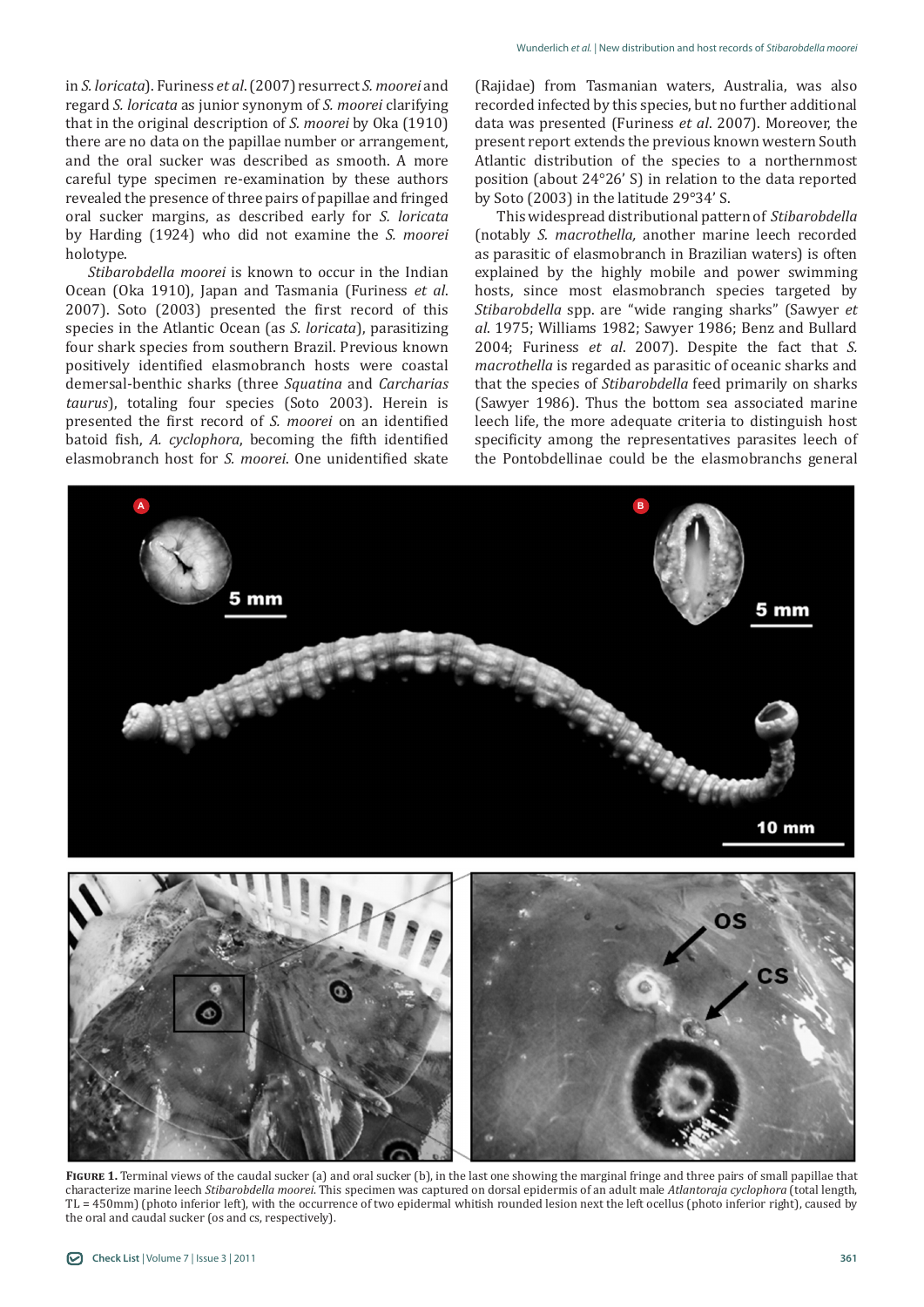in *S. loricata*). Furiness *et al.* (2007) resurrect *S. moorei* and regard *S. loricata* as junior synonym of *S. moorei* clarifying that in the original description of *S. moorei* by Oka (1910) there are no data on the papillae number or arrangement, and the oral sucker was described as smooth. A more careful type specimen re-examination by these authors revealed the presence of three pairs of papillae and fringed oral sucker margins, as described early for *S. loricata* by Harding (1924) who did not examine the *S. moorei* holotype.

*Stibarobdella moorei* is known to occur in the Indian Ocean (Oka 1910), Japan and Tasmania (Furiness *et al.* 2007). Soto (2003) presented the first record of this species in the Atlantic Ocean (as *S. loricata*), parasitizing four shark species from southern Brazil. Previous known positively identified elasmobranch hosts were coastal demersal-benthic sharks (three *Squatina* and *Carcharias taurus*), totaling four species (Soto 2003). Herein is presented the first record of *S. moorei* on an identified batoid fish, *A. cyclophora*, becoming the fifth identified elasmobranch host for *S. moorei*. One unidentified skate (Rajidae) from Tasmanian waters, Australia, was also recorded infected by this species, but no further additional data was presented (Furiness *et al.* 2007). Moreover, the present report extends the previous known western South Atlantic distribution of the species to a northernmost position (about 24°26′ S) in relation to the data reported by Soto (2003) in the latitude 29°34′ S.

This widespread distributional pattern of *Stibarobdella* (notably *S. macrothella,* another marine leech recorded as parasitic of elasmobranch in Brazilian waters) is often explained by the highly mobile and power swimming hosts, since most elasmobranch species targeted by *Stibarobdella* spp. are "wide ranging sharks" (Sawyer *et al.* 1975; Williams 1982; Sawyer 1986; Benz and Bullard 2004; Furiness *et al.* 2007). Despite the fact that *S. macrothella* is regarded as parasitic of oceanic sharks and that the species of *Stibarobdella* feed primarily on sharks (Sawyer 1986). Thus the bottom sea associated marine leech life, the more adequate criteria to distinguish host specificity among the representatives parasites leech of the Pontobdellinae could be the elasmobranchs general

**Figure 1.** Terminal views of the caudal sucker (a) and oral sucker (b), in the last one showing the marginal fringe and three pairs of small papillae that characterize marine leech *Stibarobdella moorei*. This specimen was captured on dorsal epidermis of an adult male *Atlantoraja cyclophora* (total length, TL = 450mm) (photo inferior left), with the occurrence of two epidermal whitish rounded lesion next the left ocellus (photo inferior right), caused by the oral and caudal sucker (os and cs, respectively).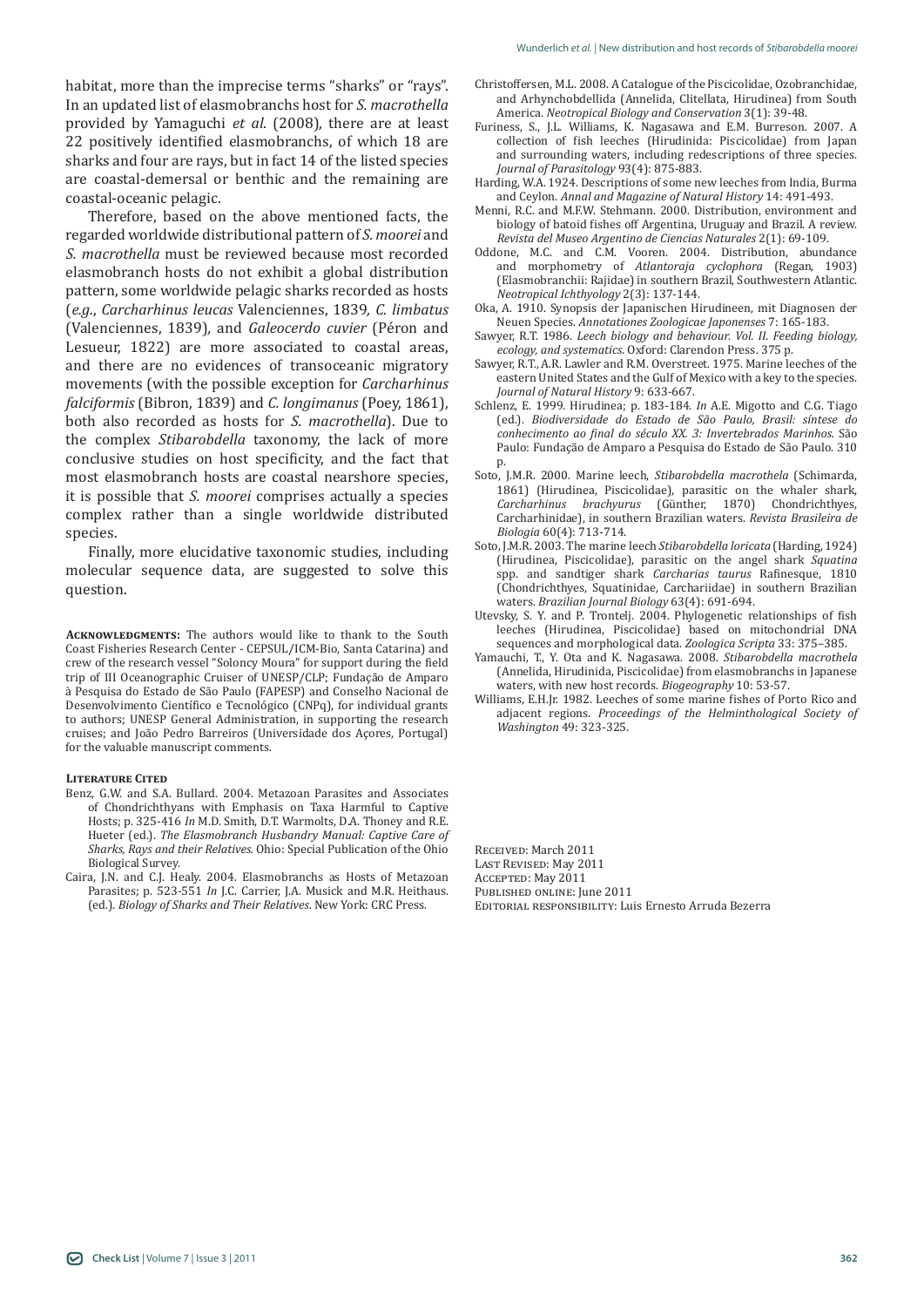habitat, more than the imprecise terms "sharks" or "rays". In an updated list of elasmobranchs host for *S. macrothella* provided by Yamaguchi *et al*. (2008), there are at least 22 positively identified elasmobranchs, of which 18 are sharks and four are rays, but in fact 14 of the listed species are coastal-demersal or benthic and the remaining are coastal-oceanic pelagic.

Therefore, based on the above mentioned facts, the regarded worldwide distributional pattern of *S. moorei* and *S. macrothella* must be reviewed because most recorded elasmobranch hosts do not exhibit a global distribution pattern, some worldwide pelagic sharks recorded as hosts (*e.g.*, *Carcharhinus leucas* Valenciennes, 1839, *C. limbatus* (Valenciennes, 1839), and *Galeocerdo cuvier* (Péron and Lesueur, 1822) are more associated to coastal areas, and there are no evidences of transoceanic migratory movements (with the possible exception for *Carcharhinus falciformis* (Bibron, 1839) and *C. longimanus* (Poey, 1861), both also recorded as hosts for *S. macrothella*). Due to the complex *Stibarobdella* taxonomy, the lack of more conclusive studies on host specificity, and the fact that most elasmobranch hosts are coastal nearshore species, it is possible that *S. moorei* comprises actually a species complex rather than a single worldwide distributed species.

Finally, more elucidative taxonomic studies, including molecular sequence data, are suggested to solve this question.

**Acknowledgments:** The authors would like to thank to the South Coast Fisheries Research Center - CEPSUL/ICM-Bio, Santa Catarina) and crew of the research vessel "Soloncy Moura" for support during the field trip of III Oceanographic Cruiser of UNESP/CLP; Fundação de Amparo à Pesquisa do Estado de São Paulo (FAPESP) and Conselho Nacional de Desenvolvimento Científico e Tecnológico (CNPq), for individual grants to authors; UNESP General Administration, in supporting the research cruises; and João Pedro Barreiros (Universidade dos Açores, Portugal) for the valuable manuscript comments.

## Literature Cited

Benz, G.W. and S.A. Bullard. 2004. Metazoan Parasites and Associates of Chondrichthyans with Emphasis on Taxa Harmful to Captive Hosts; p. 325-416 *In* M.D. Smith, D.T. Warmolts, D.A. Thoney and R.E. Hueter (ed.). *The Elasmobranch Husbandry Manual: Captive Care of Sharks, Rays and their Relatives*. Ohio: Special Publication of the Ohio Biological Survey.

Caira, J.N. and C.J. Healy. 2004. Elasmobranchs as Hosts of Metazoan Parasites; p. 523-551 *In* J.C. Carrier, J.A. Musick and M.R. Heithaus. (ed.). *Biology of Sharks and Their Relatives*. New York: CRC Press.

Christoffersen, M.L. 2008. A Catalogue of the Piscicolidae, Ozobranchidae, and Arhynchobdellida (Annelida, Clitellata, Hirudinea) from South America. *Neotropical Biology and Conservation* 3(1): 39-48.

Furiness, S., J.L. Williams, K. Nagasawa and E.M. Burreson. 2007. A collection of fish leeches (Hirudinida: Piscicolidae) from Japan and surrounding waters, including redescriptions of three species. *Journal of Parasitology* 93(4): 875-883.

Harding, W.A. 1924. Descriptions of some new leeches from India, Burma and Ceylon. *Annal and Magazine of Natural History* 14: 491-493.

Menni, R.C. and M.F.W. Stehmann. 2000. Distribution, environment and biology of batoid fishes off Argentina, Uruguay and Brazil. A review. *Revista del Museo Argentino de Ciencias Naturales* 2(1): 69-109.

Oddone, M.C. and C.M. Vooren. 2004. Distribution, abundance and morphometry of *Atlantoraja cyclophora* (Regan, 1903) (Elasmobranchii: Rajidae) in southern Brazil, Southwestern Atlantic. *Neotropical Ichthyology* 2(3): 137-144.

Oka, A. 1910. Synopsis der Japanischen Hirudineen, mit Diagnosen der Neuen Species. *Annotationes Zoologicae Japonenses* 7: 165-183.

Sawyer, R.T. 1986. *Leech biology and behaviour. Vol. II. Feeding biology, ecology, and systematics*. Oxford: Clarendon Press. 375 p.

Sawyer, R.T., A.R. Lawler and R.M. Overstreet. 1975. Marine leeches of the eastern United States and the Gulf of Mexico with a key to the species. *Journal of Natural History* 9: 633-667.

Schlenz, E. 1999. Hirudinea; p. 183-184. *In* A.E. Migotto and C.G. Tiago (ed.). *Biodiversidade do Estado de São Paulo, Brasil: síntese do conhecimento ao final do século XX. 3: Invertebrados Marinhos*. São Paulo: Fundação de Amparo a Pesquisa do Estado de São Paulo. 310 p.

Soto, J.M.R. 2000. Marine leech, *Stibarobdella macrothela* (Schimarda, 1861) (Hirudinea, Piscicolidae), parasitic on the whaler shark, *Carcharhinus brachyurus* (Günther, 1870) Chondrichthyes, Carcharhinidae), in southern Brazilian waters. *Revista Brasileira de Biologia* 60(4): 713-714.

Soto, J.M.R. 2003. The marine leech *Stibarobdella loricata* (Harding, 1924) (Hirudinea, Piscicolidae), parasitic on the angel shark *Squatina* spp. and sandtiger shark *Carcharias taurus* Rafinesque, 1810 (Chondrichthyes, Squatinidae, Carchariidae) in southern Brazilian waters. *Brazilian Journal Biology* 63(4): 691-694.

Utevsky, S. Y. and P. Trontelj. 2004. Phylogenetic relationships of fish leeches (Hirudinea, Piscicolidae) based on mitochondrial DNA sequences and morphological data. *Zoologica Scripta* 33: 375–385.

Yamauchi, T., Y. Ota and K. Nagasawa. 2008. *Stibarobdella macrothela* (Annelida, Hirudinida, Piscicolidae) from elasmobranchs in Japanese waters, with new host records. *Biogeography* 10: 53-57.

Williams, E.H.Jr. 1982. Leeches of some marine fishes of Porto Rico and adjacent regions. *Proceedings of the Helminthological Society of Washington* 49: 323-325.

Received: March 2011
Last Revised: May 2011
Accepted: May 2011
Published online: June 2011
Editorial responsibility: Luis Ernesto Arruda Bezerra